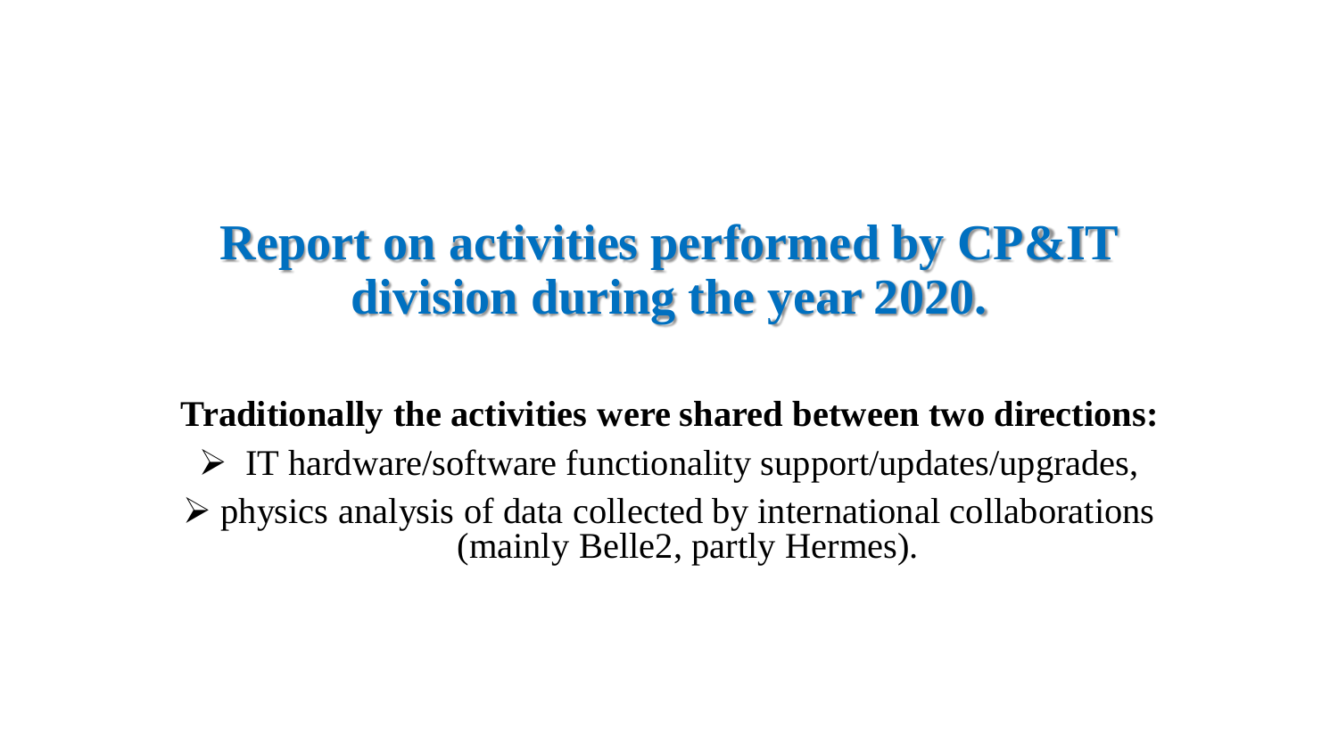# Report on activities performed by CP&IT division during the year 2020.

**Traditionally the activities were shared between two directions:**

- IT hardware/software functionality support/updates/upgrades,
- physics analysis of data collected by international collaborations (mainly Belle2, partly Hermes).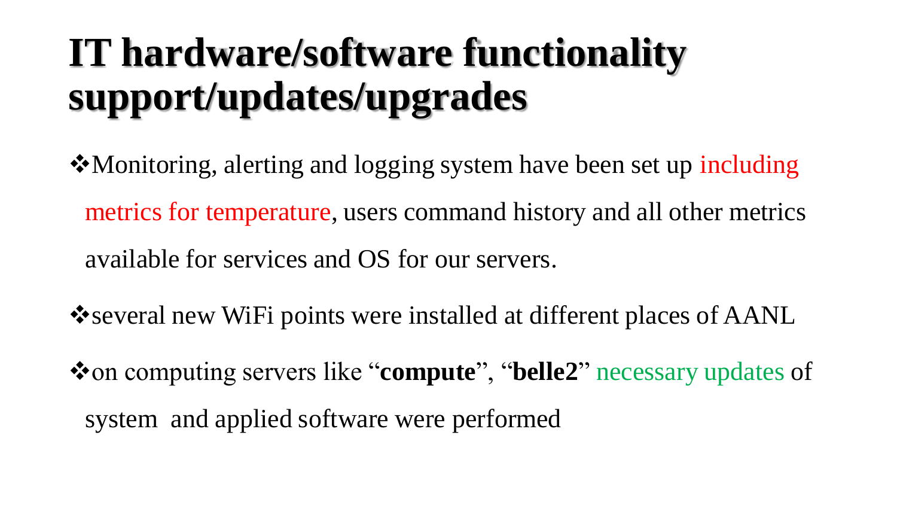# IT hardware/software functionality support/updates/upgrades

- Monitoring, alerting and logging system have been set up including metrics for temperature, users command history and all other metrics available for services and OS for our servers.
- several new WiFi points were installed at different places of AANL
- on computing servers like "**compute**", "**belle2**" necessary updates of system and applied software were performed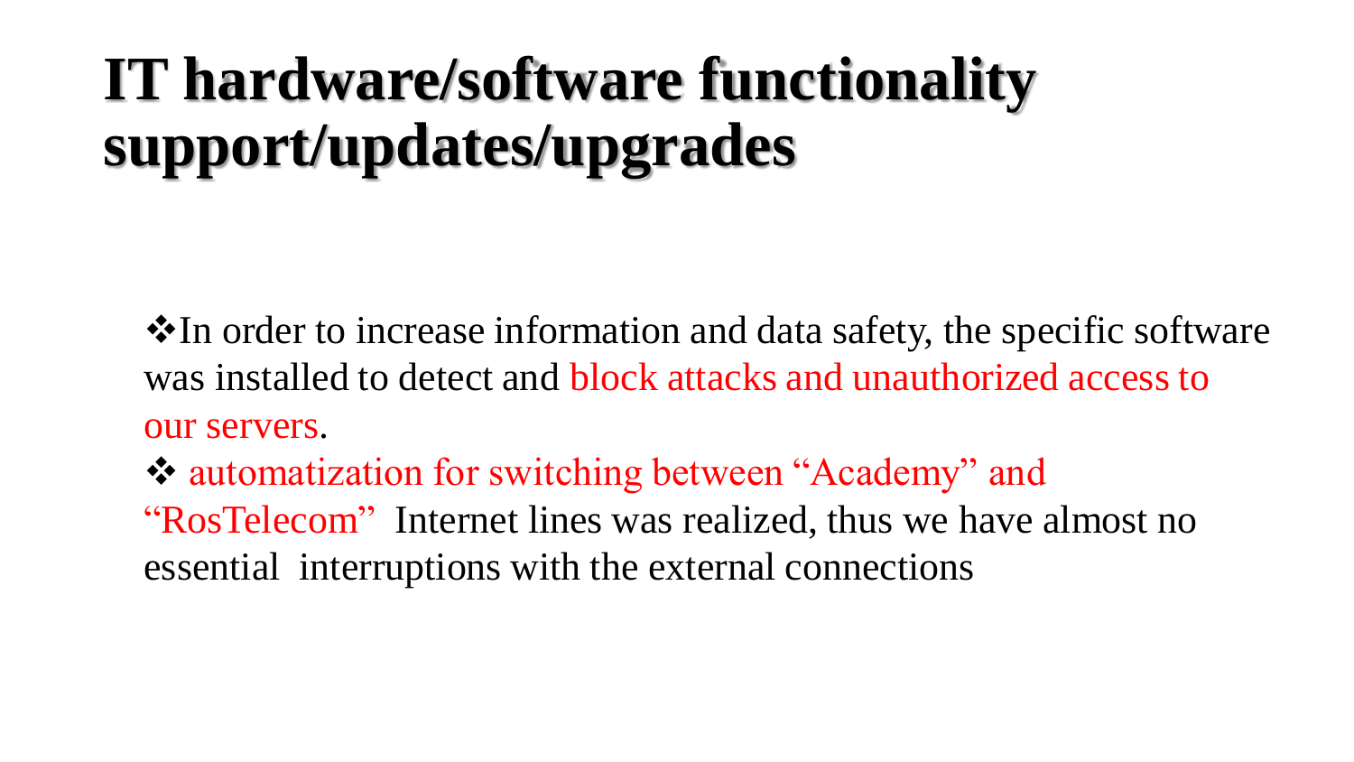# IT hardware/software functionality support/updates/upgrades

- ❖In order to increase information and data safety, the specific software was installed to detect and block attacks and unauthorized access to our servers.
- ❖ automatization for switching between "Academy" and "RosTelecom" Internet lines was realized, thus we have almost no essential interruptions with the external connections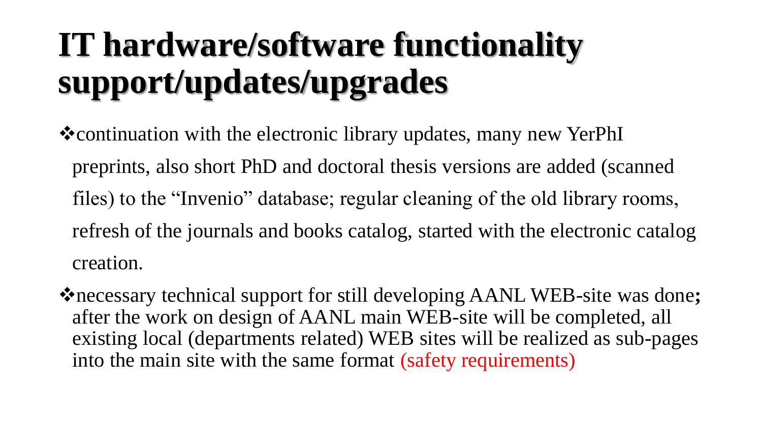# IT hardware/software functionality support/updates/upgrades

- continuation with the electronic library updates, many new YerPhI preprints, also short PhD and doctoral thesis versions are added (scanned files) to the "Invenio" database; regular cleaning of the old library rooms, refresh of the journals and books catalog, started with the electronic catalog creation.
- necessary technical support for still developing AANL WEB-site was done; after the work on design of AANL main WEB-site will be completed, all existing local (departments related) WEB sites will be realized as sub-pages into the main site with the same format (safety requirements)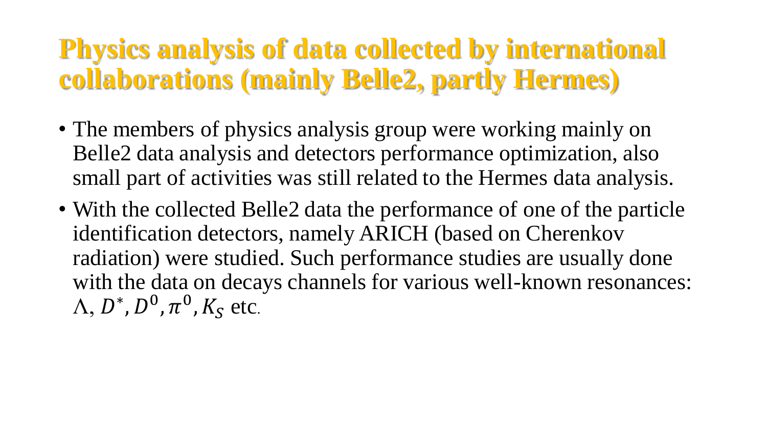# Physics analysis of data collected by international collaborations (mainly Belle2, partly Hermes)

- The members of physics analysis group were working mainly on Belle2 data analysis and detectors performance optimization, also small part of activities was still related to the Hermes data analysis.
- With the collected Belle2 data the performance of one of the particle identification detectors, namely ARICH (based on Cherenkov radiation) were studied. Such performance studies are usually done with the data on decays channels for various well-known resonances: $\Lambda$, $D^*, D^0, \pi^0, K_S$ etc.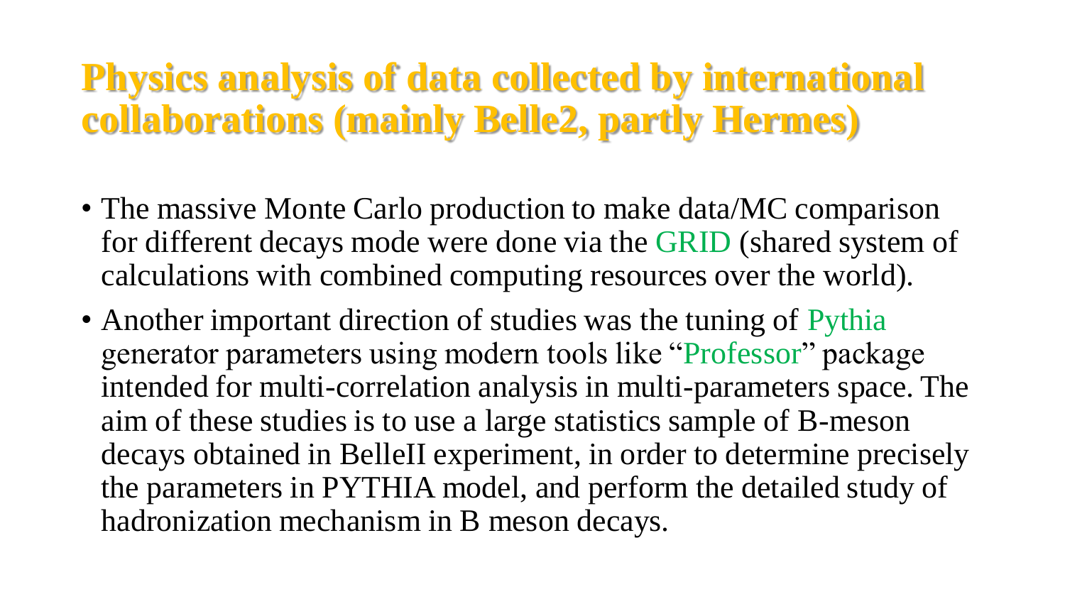# Physics analysis of data collected by international collaborations (mainly Belle2, partly Hermes)

- The massive Monte Carlo production to make data/MC comparison for different decays mode were done via the GRID (shared system of calculations with combined computing resources over the world).
- Another important direction of studies was the tuning of Pythia generator parameters using modern tools like “Professor” package intended for multi-correlation analysis in multi-parameters space. The aim of these studies is to use a large statistics sample of B-meson decays obtained in BelleII experiment, in order to determine precisely the parameters in PYTHIA model, and perform the detailed study of hadronization mechanism in B meson decays.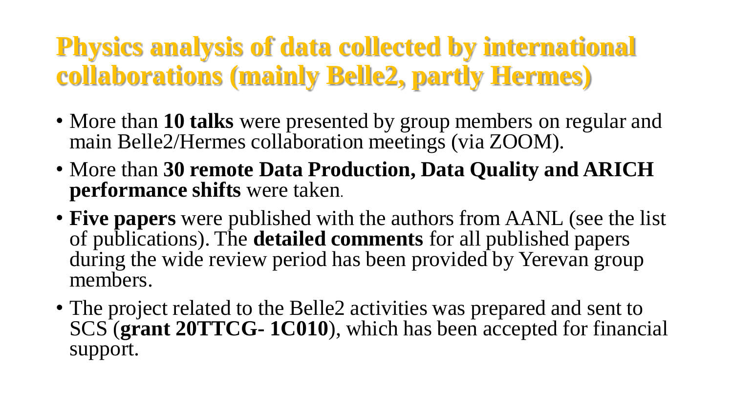# Physics analysis of data collected by international collaborations (mainly Belle2, partly Hermes)

- More than **10 talks** were presented by group members on regular and main Belle2/Hermes collaboration meetings (via ZOOM).
- More than **30 remote Data Production, Data Quality and ARICH performance shifts** were taken.
- **Five papers** were published with the authors from AANL (see the list of publications). The **detailed comments** for all published papers during the wide review period has been provided by Yerevan group members.
- The project related to the Belle2 activities was prepared and sent to SCS (**grant 20TTCG- 1C010**), which has been accepted for financial support.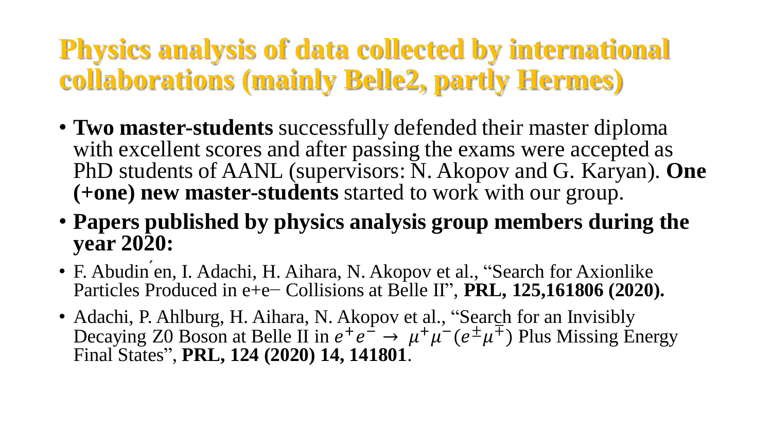# Physics analysis of data collected by international collaborations (mainly Belle2, partly Hermes)

- **Two master-students** successfully defended their master diploma with excellent scores and after passing the exams were accepted as PhD students of AANL (supervisors: N. Akopov and G. Karyan). **One (+one) new master-students** started to work with our group.
- **Papers published by physics analysis group members during the year 2020:**
- F. Abudin ́en, I. Adachi, H. Aihara, N. Akopov et al., "Search for Axionlike Particles Produced in e+e− Collisions at Belle II", **PRL, 125,161806 (2020).**
- Adachi, P. Ahlburg, H. Aihara, N. Akopov et al., "Search for an Invisibly Decaying Z0 Boson at Belle II in $e^+e^- \rightarrow \mu^+\mu^-(e^\pm\mu^\mp)$ Plus Missing Energy Final States", **PRL, 124 (2020) 14, 141801**.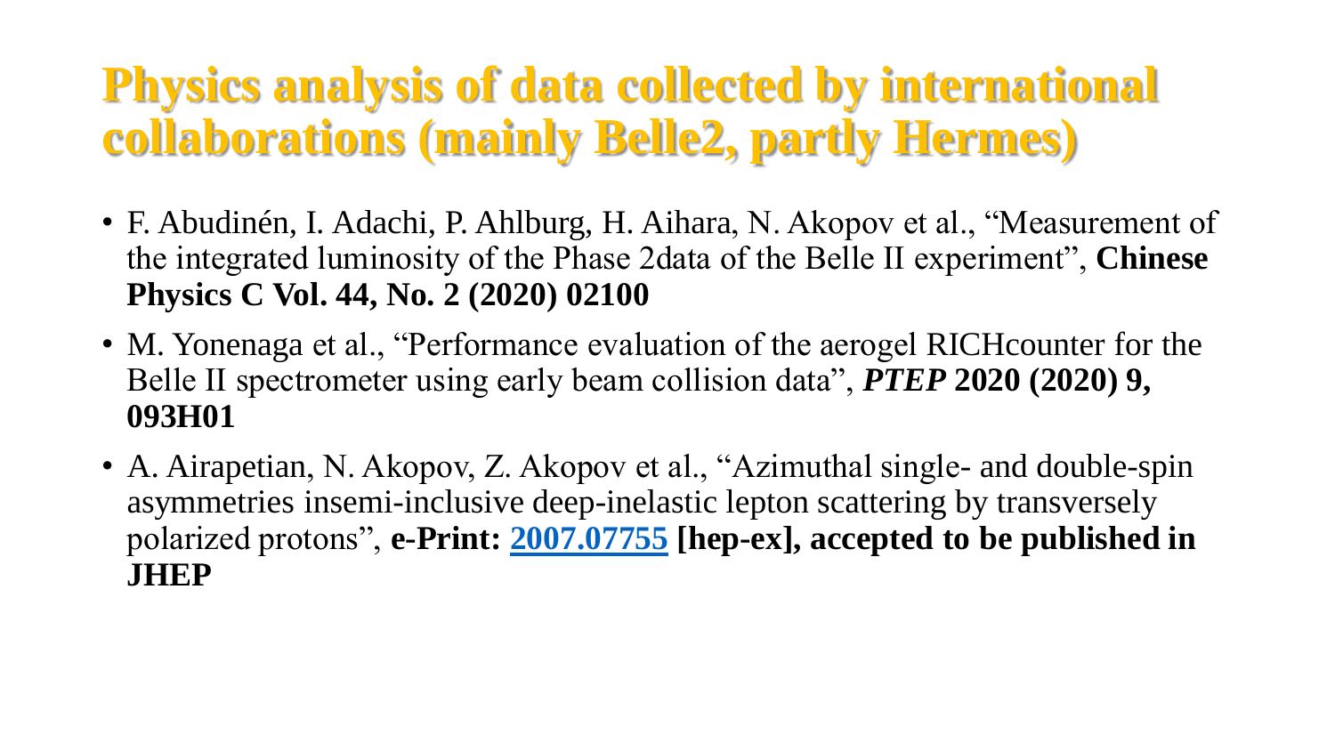# Physics analysis of data collected by international collaborations (mainly Belle2, partly Hermes)

- F. Abudinén, I. Adachi, P. Ahlburg, H. Aihara, N. Akopov et al., “Measurement of the integrated luminosity of the Phase 2data of the Belle II experiment”, **Chinese Physics C Vol. 44, No. 2 (2020) 02100**
- M. Yonenaga et al., “Performance evaluation of the aerogel RICHcounter for the Belle II spectrometer using early beam collision data”, ***PTEP*** **2020 (2020) 9, 093H01**
- A. Airapetian, N. Akopov, Z. Akopov et al., “Azimuthal single- and double-spin asymmetries insemi-inclusive deep-inelastic lepton scattering by transversely polarized protons”, **e-Print: 2007.07755 [hep-ex], accepted to be published in JHEP**